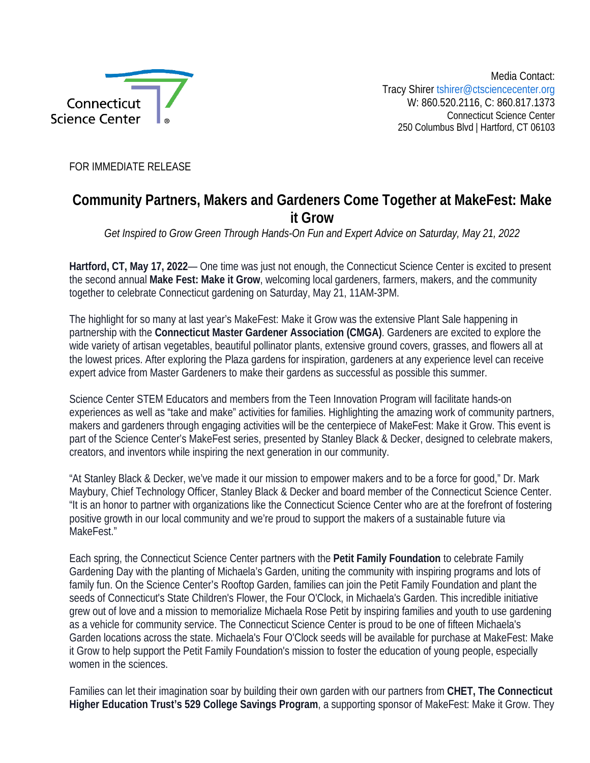Connecticut Science Center

Media Contact:
Tracy Shirer tshirer@ctsciencecenter.org
W: 860.520.2116, C: 860.817.1373
Connecticut Science Center
250 Columbus Blvd | Hartford, CT 06103

FOR IMMEDIATE RELEASE

# Community Partners, Makers and Gardeners Come Together at MakeFest: Make it Grow

*Get Inspired to Grow Green Through Hands-On Fun and Expert Advice on Saturday, May 21, 2022*

**Hartford, CT, May 17, 2022**— One time was just not enough, the Connecticut Science Center is excited to present the second annual **Make Fest: Make it Grow**, welcoming local gardeners, farmers, makers, and the community together to celebrate Connecticut gardening on Saturday, May 21, 11AM-3PM.

The highlight for so many at last year's MakeFest: Make it Grow was the extensive Plant Sale happening in partnership with the **Connecticut Master Gardener Association (CMGA)**. Gardeners are excited to explore the wide variety of artisan vegetables, beautiful pollinator plants, extensive ground covers, grasses, and flowers all at the lowest prices. After exploring the Plaza gardens for inspiration, gardeners at any experience level can receive expert advice from Master Gardeners to make their gardens as successful as possible this summer.

Science Center STEM Educators and members from the Teen Innovation Program will facilitate hands-on experiences as well as "take and make" activities for families. Highlighting the amazing work of community partners, makers and gardeners through engaging activities will be the centerpiece of MakeFest: Make it Grow. This event is part of the Science Center's MakeFest series, presented by Stanley Black & Decker, designed to celebrate makers, creators, and inventors while inspiring the next generation in our community.

"At Stanley Black & Decker, we've made it our mission to empower makers and to be a force for good," Dr. Mark Maybury, Chief Technology Officer, Stanley Black & Decker and board member of the Connecticut Science Center. "It is an honor to partner with organizations like the Connecticut Science Center who are at the forefront of fostering positive growth in our local community and we're proud to support the makers of a sustainable future via MakeFest."

Each spring, the Connecticut Science Center partners with the **Petit Family Foundation** to celebrate Family Gardening Day with the planting of Michaela's Garden, uniting the community with inspiring programs and lots of family fun. On the Science Center's Rooftop Garden, families can join the Petit Family Foundation and plant the seeds of Connecticut's State Children's Flower, the Four O'Clock, in Michaela's Garden. This incredible initiative grew out of love and a mission to memorialize Michaela Rose Petit by inspiring families and youth to use gardening as a vehicle for community service. The Connecticut Science Center is proud to be one of fifteen Michaela's Garden locations across the state. Michaela's Four O'Clock seeds will be available for purchase at MakeFest: Make it Grow to help support the Petit Family Foundation's mission to foster the education of young people, especially women in the sciences.

Families can let their imagination soar by building their own garden with our partners from **CHET, The Connecticut Higher Education Trust's 529 College Savings Program**, a supporting sponsor of MakeFest: Make it Grow. They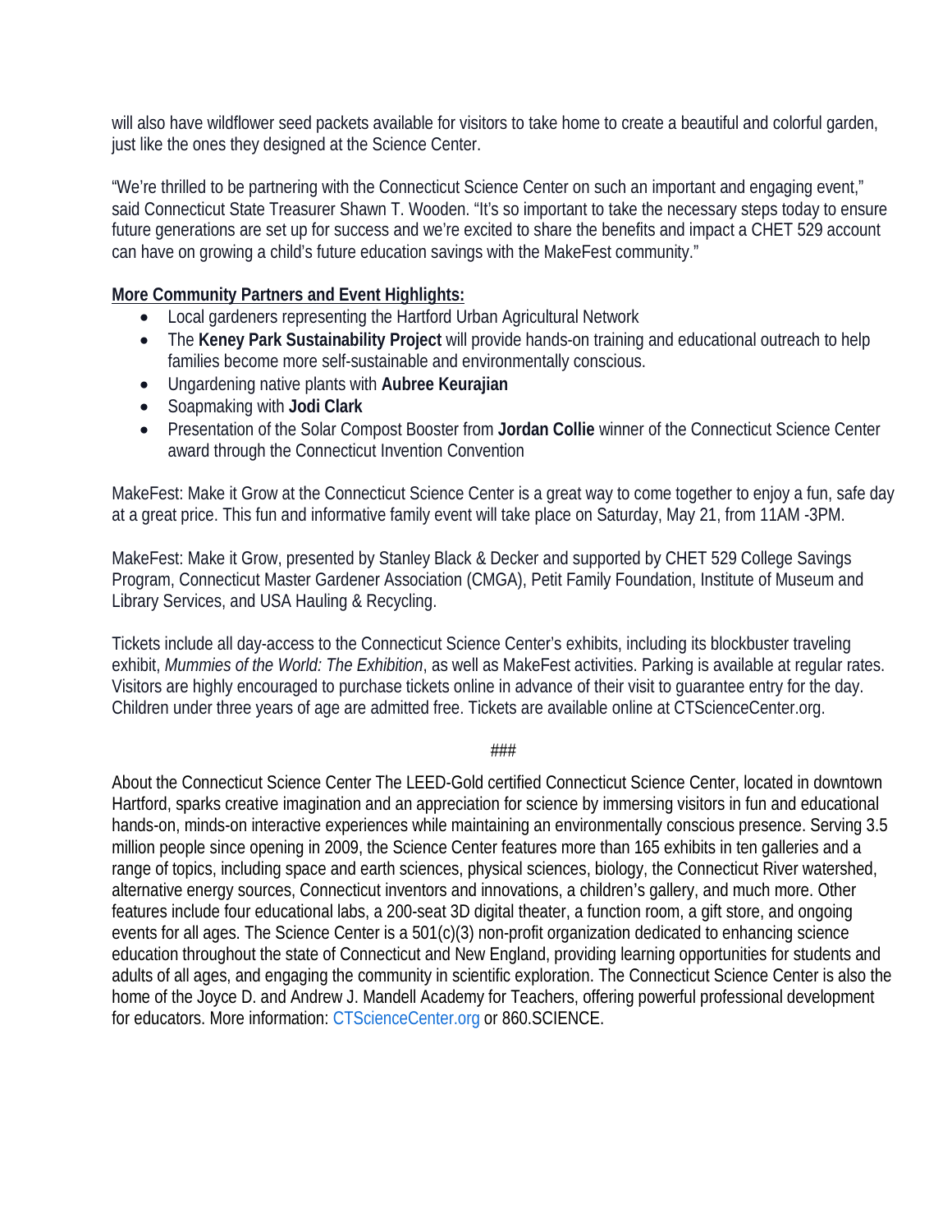will also have wildflower seed packets available for visitors to take home to create a beautiful and colorful garden, just like the ones they designed at the Science Center.

"We're thrilled to be partnering with the Connecticut Science Center on such an important and engaging event," said Connecticut State Treasurer Shawn T. Wooden. "It's so important to take the necessary steps today to ensure future generations are set up for success and we're excited to share the benefits and impact a CHET 529 account can have on growing a child's future education savings with the MakeFest community."

**More Community Partners and Event Highlights:**

- Local gardeners representing the Hartford Urban Agricultural Network
- The **Keney Park Sustainability Project** will provide hands-on training and educational outreach to help families become more self-sustainable and environmentally conscious.
- Ungardening native plants with **Aubree Keurajian**
- Soapmaking with **Jodi Clark**
- Presentation of the Solar Compost Booster from **Jordan Collie** winner of the Connecticut Science Center award through the Connecticut Invention Convention

MakeFest: Make it Grow at the Connecticut Science Center is a great way to come together to enjoy a fun, safe day at a great price. This fun and informative family event will take place on Saturday, May 21, from 11AM -3PM.

MakeFest: Make it Grow, presented by Stanley Black & Decker and supported by CHET 529 College Savings Program, Connecticut Master Gardener Association (CMGA), Petit Family Foundation, Institute of Museum and Library Services, and USA Hauling & Recycling.

Tickets include all day-access to the Connecticut Science Center's exhibits, including its blockbuster traveling exhibit, *Mummies of the World: The Exhibition*, as well as MakeFest activities. Parking is available at regular rates. Visitors are highly encouraged to purchase tickets online in advance of their visit to guarantee entry for the day. Children under three years of age are admitted free. Tickets are available online at CTScienceCenter.org.

###

About the Connecticut Science Center The LEED-Gold certified Connecticut Science Center, located in downtown Hartford, sparks creative imagination and an appreciation for science by immersing visitors in fun and educational hands-on, minds-on interactive experiences while maintaining an environmentally conscious presence. Serving 3.5 million people since opening in 2009, the Science Center features more than 165 exhibits in ten galleries and a range of topics, including space and earth sciences, physical sciences, biology, the Connecticut River watershed, alternative energy sources, Connecticut inventors and innovations, a children's gallery, and much more. Other features include four educational labs, a 200-seat 3D digital theater, a function room, a gift store, and ongoing events for all ages. The Science Center is a 501(c)(3) non-profit organization dedicated to enhancing science education throughout the state of Connecticut and New England, providing learning opportunities for students and adults of all ages, and engaging the community in scientific exploration. The Connecticut Science Center is also the home of the Joyce D. and Andrew J. Mandell Academy for Teachers, offering powerful professional development for educators. More information: CTScienceCenter.org or 860.SCIENCE.